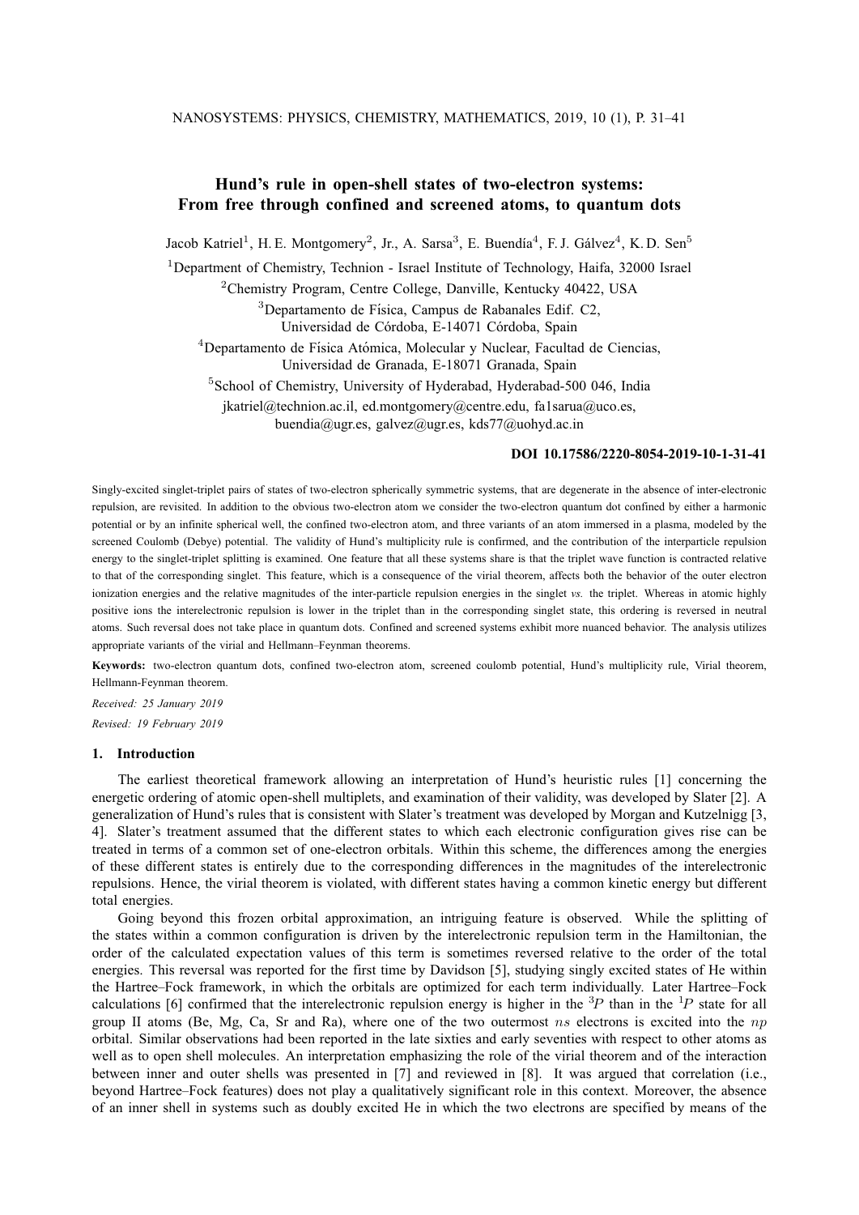# Hund's rule in open-shell states of two-electron systems: From free through confined and screened atoms, to quantum dots

Jacob Katriel[1], H. E. Montgomery[2], Jr., A. Sarsa[3], E. Buendía[4], F. J. Gálvez[4], K. D. Sen[5]

[1]Department of Chemistry, Technion - Israel Institute of Technology, Haifa, 32000 Israel

[2]Chemistry Program, Centre College, Danville, Kentucky 40422, USA

[3]Departamento de Física, Campus de Rabanales Edif. C2, Universidad de Córdoba, E-14071 Córdoba, Spain

[4]Departamento de Física Atómica, Molecular y Nuclear, Facultad de Ciencias, Universidad de Granada, E-18071 Granada, Spain

[5]School of Chemistry, University of Hyderabad, Hyderabad-500 046, India

jkatriel@technion.ac.il, ed.montgomery@centre.edu, fa1sarua@uco.es, buendia@ugr.es, galvez@ugr.es, kds77@uohyd.ac.in

**DOI 10.17586/2220-8054-2019-10-1-31-41**

Singly-excited singlet-triplet pairs of states of two-electron spherically symmetric systems, that are degenerate in the absence of inter-electronic repulsion, are revisited. In addition to the obvious two-electron atom we consider the two-electron quantum dot confined by either a harmonic potential or by an infinite spherical well, the confined two-electron atom, and three variants of an atom immersed in a plasma, modeled by the screened Coulomb (Debye) potential. The validity of Hund's multiplicity rule is confirmed, and the contribution of the interparticle repulsion energy to the singlet-triplet splitting is examined. One feature that all these systems share is that the triplet wave function is contracted relative to that of the corresponding singlet. This feature, which is a consequence of the virial theorem, affects both the behavior of the outer electron ionization energies and the relative magnitudes of the inter-particle repulsion energies in the singlet *vs.* the triplet. Whereas in atomic highly positive ions the interelectronic repulsion is lower in the triplet than in the corresponding singlet state, this ordering is reversed in neutral atoms. Such reversal does not take place in quantum dots. Confined and screened systems exhibit more nuanced behavior. The analysis utilizes appropriate variants of the virial and Hellmann–Feynman theorems.

**Keywords:** two-electron quantum dots, confined two-electron atom, screened coulomb potential, Hund's multiplicity rule, Virial theorem, Hellmann-Feynman theorem.

*Received: 25 January 2019*

*Revised: 19 February 2019*

## 1. Introduction

The earliest theoretical framework allowing an interpretation of Hund's heuristic rules [1] concerning the energetic ordering of atomic open-shell multiplets, and examination of their validity, was developed by Slater [2]. A generalization of Hund's rules that is consistent with Slater's treatment was developed by Morgan and Kutzelnigg [3, 4]. Slater's treatment assumed that the different states to which each electronic configuration gives rise can be treated in terms of a common set of one-electron orbitals. Within this scheme, the differences among the energies of these different states is entirely due to the corresponding differences in the magnitudes of the interelectronic repulsions. Hence, the virial theorem is violated, with different states having a common kinetic energy but different total energies.

Going beyond this frozen orbital approximation, an intriguing feature is observed. While the splitting of the states within a common configuration is driven by the interelectronic repulsion term in the Hamiltonian, the order of the calculated expectation values of this term is sometimes reversed relative to the order of the total energies. This reversal was reported for the first time by Davidson [5], studying singly excited states of He within the Hartree–Fock framework, in which the orbitals are optimized for each term individually. Later Hartree–Fock calculations [6] confirmed that the interelectronic repulsion energy is higher in the $^3P$ than in the $^1P$ state for all group II atoms (Be, Mg, Ca, Sr and Ra), where one of the two outermost $ns$ electrons is excited into the $np$ orbital. Similar observations had been reported in the late sixties and early seventies with respect to other atoms as well as to open shell molecules. An interpretation emphasizing the role of the virial theorem and of the interaction between inner and outer shells was presented in [7] and reviewed in [8]. It was argued that correlation (i.e., beyond Hartree–Fock features) does not play a qualitatively significant role in this context. Moreover, the absence of an inner shell in systems such as doubly excited He in which the two electrons are specified by means of the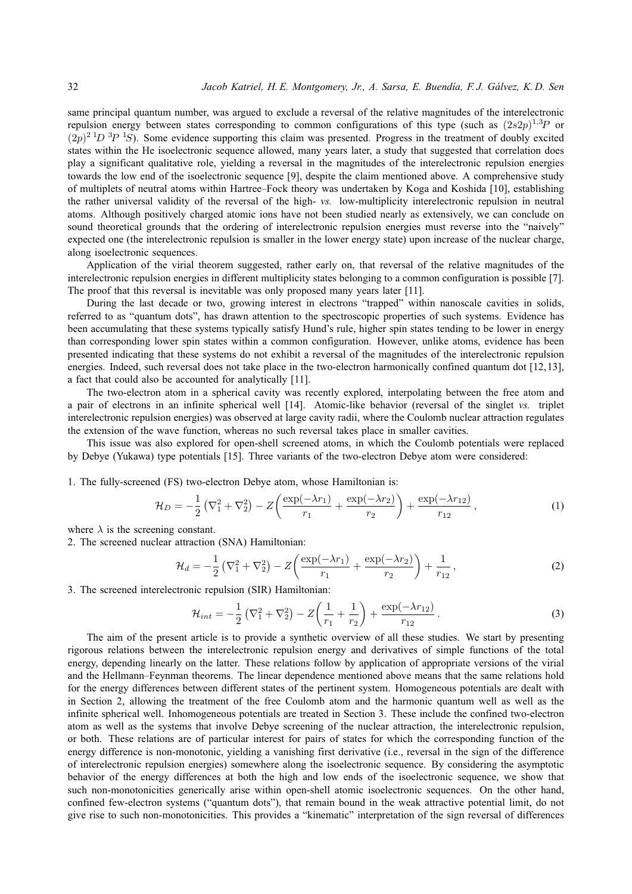same principal quantum number, was argued to exclude a reversal of the relative magnitudes of the interelectronic repulsion energy between states corresponding to common configurations of this type (such as $(2s2p)^{1,3}P$ or $(2p)^2\,{}^1D\;{}^3P\;{}^1S$). Some evidence supporting this claim was presented. Progress in the treatment of doubly excited states within the He isoelectronic sequence allowed, many years later, a study that suggested that correlation does play a significant qualitative role, yielding a reversal in the magnitudes of the interelectronic repulsion energies towards the low end of the isoelectronic sequence [9], despite the claim mentioned above. A comprehensive study of multiplets of neutral atoms within Hartree–Fock theory was undertaken by Koga and Koshida [10], establishing the rather universal validity of the reversal of the high- *vs.* low-multiplicity interelectronic repulsion in neutral atoms. Although positively charged atomic ions have not been studied nearly as extensively, we can conclude on sound theoretical grounds that the ordering of interelectronic repulsion energies must reverse into the "naively" expected one (the interelectronic repulsion is smaller in the lower energy state) upon increase of the nuclear charge, along isoelectronic sequences.

Application of the virial theorem suggested, rather early on, that reversal of the relative magnitudes of the interelectronic repulsion energies in different multiplicity states belonging to a common configuration is possible [7]. The proof that this reversal is inevitable was only proposed many years later [11].

During the last decade or two, growing interest in electrons "trapped" within nanoscale cavities in solids, referred to as "quantum dots", has drawn attention to the spectroscopic properties of such systems. Evidence has been accumulating that these systems typically satisfy Hund's rule, higher spin states tending to be lower in energy than corresponding lower spin states within a common configuration. However, unlike atoms, evidence has been presented indicating that these systems do not exhibit a reversal of the magnitudes of the interelectronic repulsion energies. Indeed, such reversal does not take place in the two-electron harmonically confined quantum dot [12,13], a fact that could also be accounted for analytically [11].

The two-electron atom in a spherical cavity was recently explored, interpolating between the free atom and a pair of electrons in an infinite spherical well [14]. Atomic-like behavior (reversal of the singlet *vs.* triplet interelectronic repulsion energies) was observed at large cavity radii, where the Coulomb nuclear attraction regulates the extension of the wave function, whereas no such reversal takes place in smaller cavities.

This issue was also explored for open-shell screened atoms, in which the Coulomb potentials were replaced by Debye (Yukawa) type potentials [15]. Three variants of the two-electron Debye atom were considered:

1. The fully-screened (FS) two-electron Debye atom, whose Hamiltonian is:

$$\mathcal{H}_D = -\frac{1}{2}\left(\nabla_1^2 + \nabla_2^2\right) - Z\left(\frac{\exp(-\lambda r_1)}{r_1} + \frac{\exp(-\lambda r_2)}{r_2}\right) + \frac{\exp(-\lambda r_{12})}{r_{12}}\,, \tag{1}$$

where $\lambda$ is the screening constant.

2. The screened nuclear attraction (SNA) Hamiltonian:

$$\mathcal{H}_d = -\frac{1}{2}\left(\nabla_1^2 + \nabla_2^2\right) - Z\left(\frac{\exp(-\lambda r_1)}{r_1} + \frac{\exp(-\lambda r_2)}{r_2}\right) + \frac{1}{r_{12}}\,, \tag{2}$$

3. The screened interelectronic repulsion (SIR) Hamiltonian:

$$\mathcal{H}_{int} = -\frac{1}{2}\left(\nabla_1^2 + \nabla_2^2\right) - Z\left(\frac{1}{r_1} + \frac{1}{r_2}\right) + \frac{\exp(-\lambda r_{12})}{r_{12}}\,. \tag{3}$$

The aim of the present article is to provide a synthetic overview of all these studies. We start by presenting rigorous relations between the interelectronic repulsion energy and derivatives of simple functions of the total energy, depending linearly on the latter. These relations follow by application of appropriate versions of the virial and the Hellmann–Feynman theorems. The linear dependence mentioned above means that the same relations hold for the energy differences between different states of the pertinent system. Homogeneous potentials are dealt with in Section 2, allowing the treatment of the free Coulomb atom and the harmonic quantum well as well as the infinite spherical well. Inhomogeneous potentials are treated in Section 3. These include the confined two-electron atom as well as the systems that involve Debye screening of the nuclear attraction, the interelectronic repulsion, or both. These relations are of particular interest for pairs of states for which the corresponding function of the energy difference is non-monotonic, yielding a vanishing first derivative (i.e., reversal in the sign of the difference of interelectronic repulsion energies) somewhere along the isoelectronic sequence. By considering the asymptotic behavior of the energy differences at both the high and low ends of the isoelectronic sequence, we show that such non-monotonicities generically arise within open-shell atomic isoelectronic sequences. On the other hand, confined few-electron systems ("quantum dots"), that remain bound in the weak attractive potential limit, do not give rise to such non-monotonicities. This provides a "kinematic" interpretation of the sign reversal of differences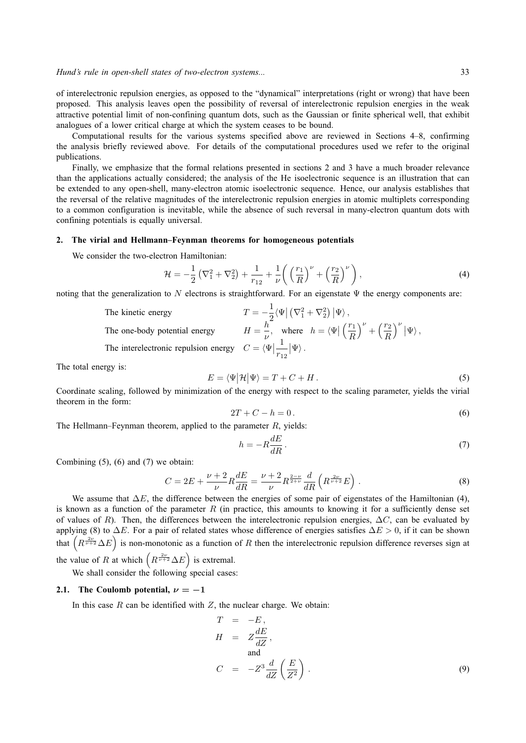of interelectronic repulsion energies, as opposed to the "dynamical" interpretations (right or wrong) that have been proposed. This analysis leaves open the possibility of reversal of interelectronic repulsion energies in the weak attractive potential limit of non-confining quantum dots, such as the Gaussian or finite spherical well, that exhibit analogues of a lower critical charge at which the system ceases to be bound.

Computational results for the various systems specified above are reviewed in Sections 4–8, confirming the analysis briefly reviewed above. For details of the computational procedures used we refer to the original publications.

Finally, we emphasize that the formal relations presented in sections 2 and 3 have a much broader relevance than the applications actually considered; the analysis of the He isoelectronic sequence is an illustration that can be extended to any open-shell, many-electron atomic isoelectronic sequence. Hence, our analysis establishes that the reversal of the relative magnitudes of the interelectronic repulsion energies in atomic multiplets corresponding to a common configuration is inevitable, while the absence of such reversal in many-electron quantum dots with confining potentials is equally universal.

## 2. The virial and Hellmann–Feynman theorems for homogeneous potentials

We consider the two-electron Hamiltonian:

$$\mathcal{H} = -\frac{1}{2}\left(\nabla_1^2 + \nabla_2^2\right) + \frac{1}{r_{12}} + \frac{1}{\nu}\left(\left(\frac{r_1}{R}\right)^\nu + \left(\frac{r_2}{R}\right)^\nu\right), \tag{4}$$

noting that the generalization to $N$ electrons is straightforward. For an eigenstate $\Psi$ the energy components are:

The kinetic energy $\quad T = -\frac{1}{2}\langle\Psi|\left(\nabla_1^2 + \nabla_2^2\right)|\Psi\rangle$,

The one-body potential energy $\quad H = \frac{h}{\nu}$, where $h = \langle\Psi|\left(\frac{r_1}{R}\right)^\nu + \left(\frac{r_2}{R}\right)^\nu|\Psi\rangle$,

The interelectronic repulsion energy $\quad C = \langle\Psi|\frac{1}{r_{12}}|\Psi\rangle$.

The total energy is:

$$E = \langle\Psi|\mathcal{H}|\Psi\rangle = T + C + H. \tag{5}$$

Coordinate scaling, followed by minimization of the energy with respect to the scaling parameter, yields the virial theorem in the form:

$$2T + C - h = 0. \tag{6}$$

The Hellmann–Feynman theorem, applied to the parameter $R$, yields:

$$h = -R\frac{dE}{dR}. \tag{7}$$

Combining (5), (6) and (7) we obtain:

$$C = 2E + \frac{\nu+2}{\nu}R\frac{dE}{dR} = \frac{\nu+2}{\nu}R^{\frac{2-\nu}{2+\nu}}\frac{d}{dR}\left(R^{\frac{2\nu}{\nu+2}}E\right). \tag{8}$$

We assume that $\Delta E$, the difference between the energies of some pair of eigenstates of the Hamiltonian (4), is known as a function of the parameter $R$ (in practice, this amounts to knowing it for a sufficiently dense set of values of $R$). Then, the differences between the interelectronic repulsion energies, $\Delta C$, can be evaluated by applying (8) to $\Delta E$. For a pair of related states whose difference of energies satisfies $\Delta E > 0$, if it can be shown that $\left(R^{\frac{2\nu}{\nu+2}}\Delta E\right)$ is non-monotonic as a function of $R$ then the interelectronic repulsion difference reverses sign at the value of $R$ at which $\left(R^{\frac{2\nu}{\nu+2}}\Delta E\right)$ is extremal.

We shall consider the following special cases:

### 2.1. The Coulomb potential, $\nu = -1$

In this case $R$ can be identified with $Z$, the nuclear charge. We obtain:

$$\begin{aligned} T &= -E, \\ H &= Z\frac{dE}{dZ}, \\ &\text{and} \\ C &= -Z^3\frac{d}{dZ}\left(\frac{E}{Z^2}\right). \end{aligned} \tag{9}$$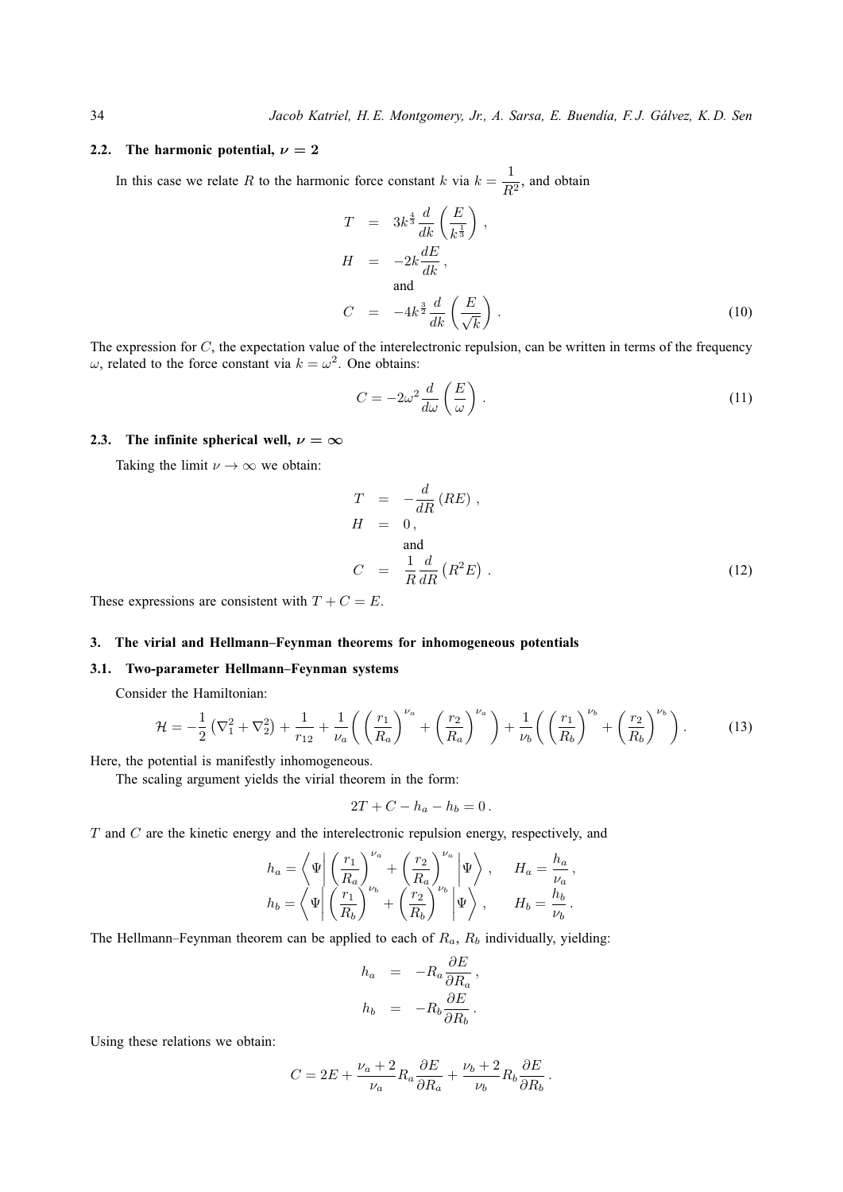### 2.2. The harmonic potential, $\nu = 2$

In this case we relate $R$ to the harmonic force constant $k$ via $k = \dfrac{1}{R^2}$, and obtain

$$
\begin{aligned}
T &= 3k^{\frac{4}{3}} \frac{d}{dk}\left(\frac{E}{k^{\frac{1}{3}}}\right), \\
H &= -2k\frac{dE}{dk}, \\
&\text{and} \\
C &= -4k^{\frac{3}{2}} \frac{d}{dk}\left(\frac{E}{\sqrt{k}}\right).
\end{aligned} \tag{10}
$$

The expression for $C$, the expectation value of the interelectronic repulsion, can be written in terms of the frequency $\omega$, related to the force constant via $k = \omega^2$. One obtains:

$$
C = -2\omega^2 \frac{d}{d\omega}\left(\frac{E}{\omega}\right). \tag{11}
$$

### 2.3. The infinite spherical well, $\nu = \infty$

Taking the limit $\nu \to \infty$ we obtain:

$$
\begin{aligned}
T &= -\frac{d}{dR}(RE), \\
H &= 0, \\
&\text{and} \\
C &= \frac{1}{R}\frac{d}{dR}\left(R^2 E\right).
\end{aligned} \tag{12}
$$

These expressions are consistent with $T + C = E$.

## 3. The virial and Hellmann–Feynman theorems for inhomogeneous potentials

### 3.1. Two-parameter Hellmann–Feynman systems

Consider the Hamiltonian:

$$
\mathcal{H} = -\frac{1}{2}\left(\nabla_1^2 + \nabla_2^2\right) + \frac{1}{r_{12}} + \frac{1}{\nu_a}\left(\left(\frac{r_1}{R_a}\right)^{\nu_a} + \left(\frac{r_2}{R_a}\right)^{\nu_a}\right) + \frac{1}{\nu_b}\left(\left(\frac{r_1}{R_b}\right)^{\nu_b} + \left(\frac{r_2}{R_b}\right)^{\nu_b}\right). \tag{13}
$$

Here, the potential is manifestly inhomogeneous.

The scaling argument yields the virial theorem in the form:

$$
2T + C - h_a - h_b = 0.
$$

$T$ and $C$ are the kinetic energy and the interelectronic repulsion energy, respectively, and

$$
\begin{aligned}
h_a &= \left\langle \Psi \middle| \left(\frac{r_1}{R_a}\right)^{\nu_a} + \left(\frac{r_2}{R_a}\right)^{\nu_a} \middle| \Psi \right\rangle, \qquad H_a = \frac{h_a}{\nu_a}, \\
h_b &= \left\langle \Psi \middle| \left(\frac{r_1}{R_b}\right)^{\nu_b} + \left(\frac{r_2}{R_b}\right)^{\nu_b} \middle| \Psi \right\rangle, \qquad H_b = \frac{h_b}{\nu_b}.
\end{aligned}
$$

The Hellmann–Feynman theorem can be applied to each of $R_a$, $R_b$ individually, yielding:

$$
\begin{aligned}
h_a &= -R_a\frac{\partial E}{\partial R_a}, \\
h_b &= -R_b\frac{\partial E}{\partial R_b}.
\end{aligned}
$$

Using these relations we obtain:

$$
C = 2E + \frac{\nu_a + 2}{\nu_a} R_a \frac{\partial E}{\partial R_a} + \frac{\nu_b + 2}{\nu_b} R_b \frac{\partial E}{\partial R_b}.
$$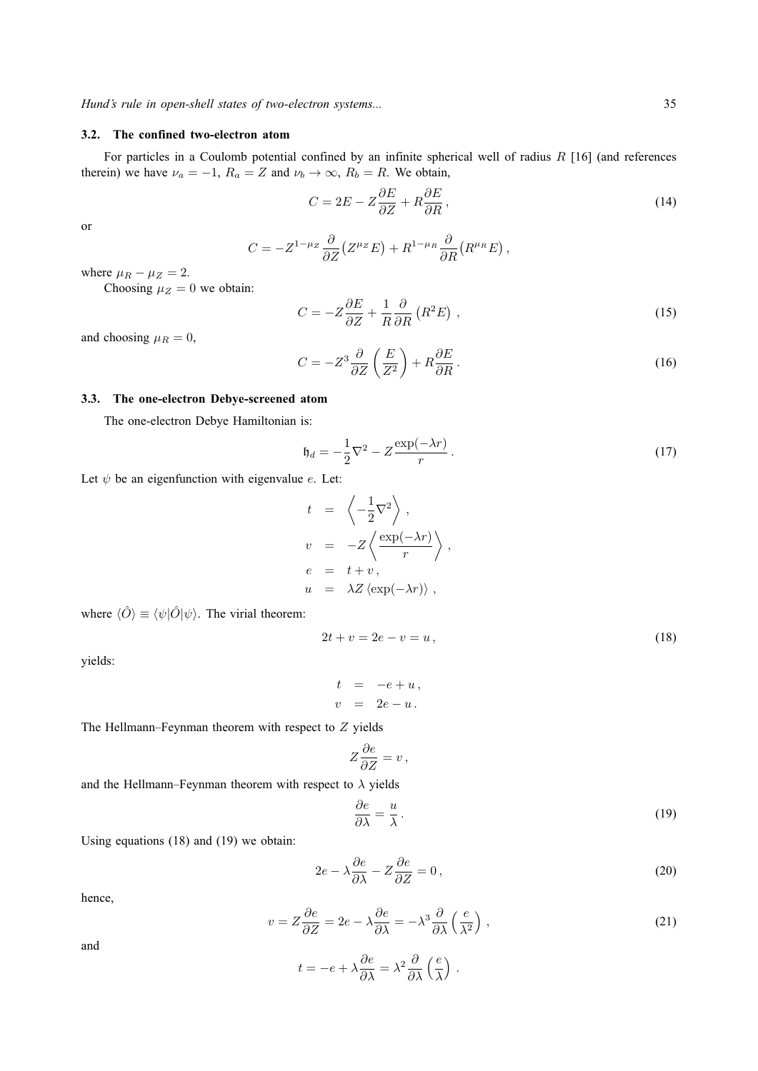### 3.2. The confined two-electron atom

For particles in a Coulomb potential confined by an infinite spherical well of radius $R$ [16] (and references therein) we have $\nu_a = -1$, $R_a = Z$ and $\nu_b \to \infty$, $R_b = R$. We obtain,

$$C = 2E - Z\frac{\partial E}{\partial Z} + R\frac{\partial E}{\partial R}\,, \tag{14}$$

or

$$C = -Z^{1-\mu_Z}\frac{\partial}{\partial Z}\big(Z^{\mu_Z}E\big) + R^{1-\mu_R}\frac{\partial}{\partial R}\big(R^{\mu_R}E\big)\,,$$

where $\mu_R - \mu_Z = 2$.

Choosing $\mu_Z = 0$ we obtain:

$$C = -Z\frac{\partial E}{\partial Z} + \frac{1}{R}\frac{\partial}{\partial R}\left(R^2 E\right)\,, \tag{15}$$

and choosing $\mu_R = 0$,

$$C = -Z^3\frac{\partial}{\partial Z}\left(\frac{E}{Z^2}\right) + R\frac{\partial E}{\partial R}\,. \tag{16}$$

### 3.3. The one-electron Debye-screened atom

The one-electron Debye Hamiltonian is:

$$\mathfrak{h}_d = -\frac{1}{2}\nabla^2 - Z\frac{\exp(-\lambda r)}{r}\,. \tag{17}$$

Let $\psi$ be an eigenfunction with eigenvalue $e$. Let:

$$\begin{aligned}
t &= \left\langle -\frac{1}{2}\nabla^2 \right\rangle\,, \\
v &= -Z\left\langle \frac{\exp(-\lambda r)}{r} \right\rangle\,, \\
e &= t + v\,, \\
u &= \lambda Z \left\langle \exp(-\lambda r) \right\rangle\,,
\end{aligned}$$

where $\langle \hat{O} \rangle \equiv \langle \psi | \hat{O} | \psi \rangle$. The virial theorem:

$$2t + v = 2e - v = u\,, \tag{18}$$

yields:

$$\begin{aligned}
t &= -e + u\,, \\
v &= 2e - u\,.
\end{aligned}$$

The Hellmann–Feynman theorem with respect to $Z$ yields

$$Z\frac{\partial e}{\partial Z} = v\,,$$

and the Hellmann–Feynman theorem with respect to $\lambda$ yields

$$\frac{\partial e}{\partial \lambda} = \frac{u}{\lambda}\,. \tag{19}$$

Using equations (18) and (19) we obtain:

$$2e - \lambda\frac{\partial e}{\partial \lambda} - Z\frac{\partial e}{\partial Z} = 0\,, \tag{20}$$

hence,

$$v = Z\frac{\partial e}{\partial Z} = 2e - \lambda\frac{\partial e}{\partial \lambda} = -\lambda^3\frac{\partial}{\partial \lambda}\left(\frac{e}{\lambda^2}\right)\,, \tag{21}$$

and

$$t = -e + \lambda\frac{\partial e}{\partial \lambda} = \lambda^2\frac{\partial}{\partial \lambda}\left(\frac{e}{\lambda}\right)\,.$$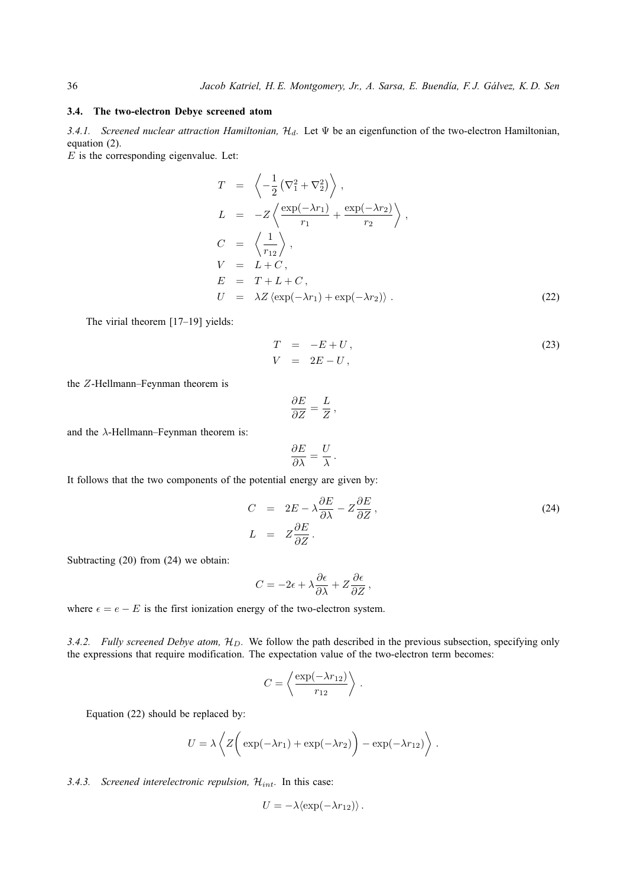### 3.4. The two-electron Debye screened atom

*3.4.1. Screened nuclear attraction Hamiltonian, $\mathcal{H}_d$.* Let $\Psi$ be an eigenfunction of the two-electron Hamiltonian, equation (2).
$E$ is the corresponding eigenvalue. Let:

$$
\begin{aligned}
T &= \left\langle -\frac{1}{2}\left(\nabla_1^2 + \nabla_2^2\right) \right\rangle , \\
L &= -Z \left\langle \frac{\exp(-\lambda r_1)}{r_1} + \frac{\exp(-\lambda r_2)}{r_2} \right\rangle , \\
C &= \left\langle \frac{1}{r_{12}} \right\rangle , \\
V &= L + C , \\
E &= T + L + C , \\
U &= \lambda Z \left\langle \exp(-\lambda r_1) + \exp(-\lambda r_2) \right\rangle . \qquad (22)
\end{aligned}
$$

The virial theorem [17–19] yields:

$$
\begin{aligned}
T &= -E + U , \qquad (23) \\
V &= 2E - U ,
\end{aligned}
$$

the $Z$-Hellmann–Feynman theorem is

$$
\frac{\partial E}{\partial Z} = \frac{L}{Z} ,
$$

and the $\lambda$-Hellmann–Feynman theorem is:

$$
\frac{\partial E}{\partial \lambda} = \frac{U}{\lambda} .
$$

It follows that the two components of the potential energy are given by:

$$
\begin{aligned}
C &= 2E - \lambda \frac{\partial E}{\partial \lambda} - Z \frac{\partial E}{\partial Z} , \qquad (24) \\
L &= Z \frac{\partial E}{\partial Z} .
\end{aligned}
$$

Subtracting (20) from (24) we obtain:

$$
C = -2\epsilon + \lambda \frac{\partial \epsilon}{\partial \lambda} + Z \frac{\partial \epsilon}{\partial Z} ,
$$

where $\epsilon = e - E$ is the first ionization energy of the two-electron system.

*3.4.2. Fully screened Debye atom, $\mathcal{H}_D$.* We follow the path described in the previous subsection, specifying only the expressions that require modification. The expectation value of the two-electron term becomes:

$$
C = \left\langle \frac{\exp(-\lambda r_{12})}{r_{12}} \right\rangle .
$$

Equation (22) should be replaced by:

$$
U = \lambda \left\langle Z\Big( \exp(-\lambda r_1) + \exp(-\lambda r_2) \Big) - \exp(-\lambda r_{12}) \right\rangle .
$$

*3.4.3. Screened interelectronic repulsion, $\mathcal{H}_{int}$.* In this case:

$$
U = -\lambda \langle \exp(-\lambda r_{12}) \rangle .
$$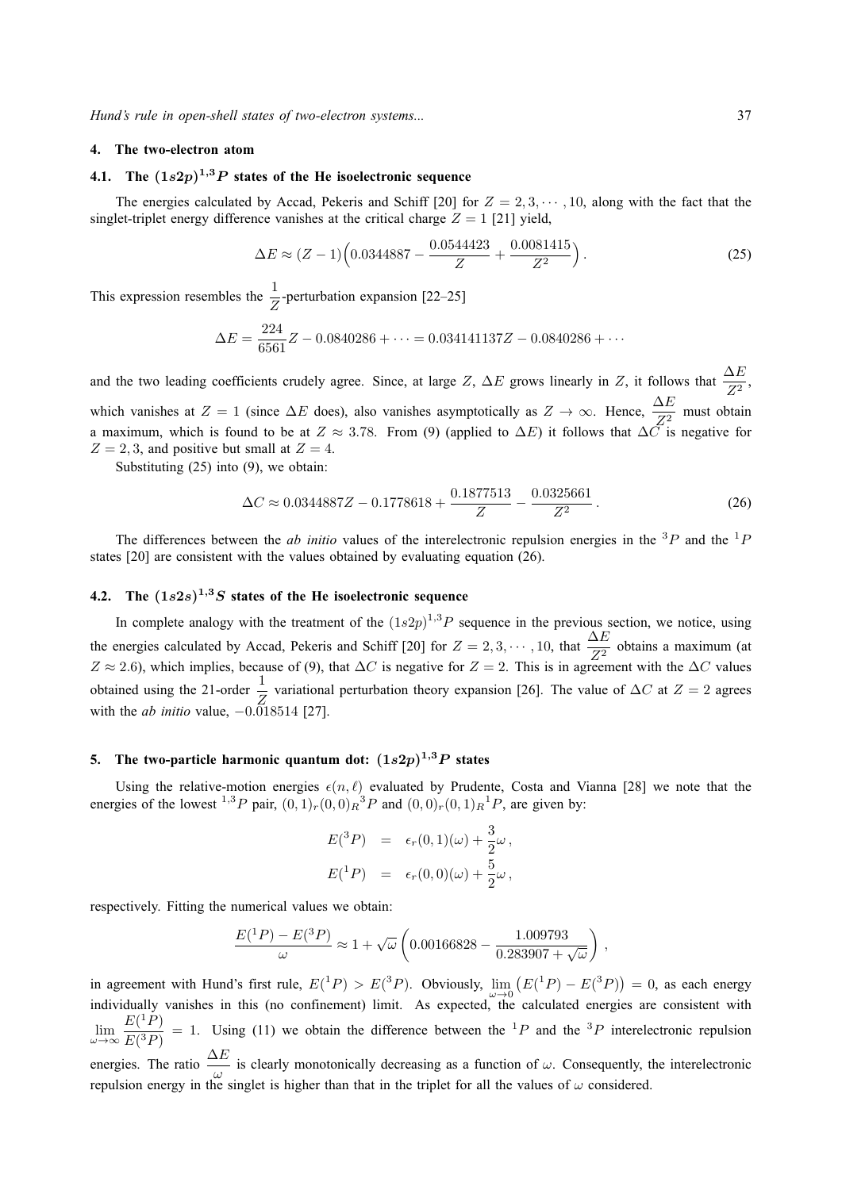## 4. The two-electron atom

### 4.1. The $(1s2p)^{1,3}P$ states of the He isoelectronic sequence

The energies calculated by Accad, Pekeris and Schiff [20] for $Z = 2, 3, \cdots, 10$, along with the fact that the singlet-triplet energy difference vanishes at the critical charge $Z = 1$ [21] yield,

$$\Delta E \approx (Z-1)\Big(0.0344887 - \frac{0.0544423}{Z} + \frac{0.0081415}{Z^2}\Big) . \tag{25}$$

This expression resembles the $\frac{1}{Z}$-perturbation expansion [22–25]

$$\Delta E = \frac{224}{6561}Z - 0.0840286 + \cdots = 0.034141137Z - 0.0840286 + \cdots$$

and the two leading coefficients crudely agree. Since, at large $Z$, $\Delta E$ grows linearly in $Z$, it follows that $\frac{\Delta E}{Z^2}$, which vanishes at $Z = 1$ (since $\Delta E$ does), also vanishes asymptotically as $Z \to \infty$. Hence, $\frac{\Delta E}{Z^2}$ must obtain a maximum, which is found to be at $Z \approx 3.78$. From (9) (applied to $\Delta E$) it follows that $\Delta C$ is negative for $Z = 2, 3$, and positive but small at $Z = 4$.

Substituting (25) into (9), we obtain:

$$\Delta C \approx 0.0344887Z - 0.1778618 + \frac{0.1877513}{Z} - \frac{0.0325661}{Z^2} . \tag{26}$$

The differences between the *ab initio* values of the interelectronic repulsion energies in the ${}^3P$ and the ${}^1P$ states [20] are consistent with the values obtained by evaluating equation (26).

### 4.2. The $(1s2s)^{1,3}S$ states of the He isoelectronic sequence

In complete analogy with the treatment of the $(1s2p)^{1,3}P$ sequence in the previous section, we notice, using the energies calculated by Accad, Pekeris and Schiff [20] for $Z = 2, 3, \cdots, 10$, that $\frac{\Delta E}{Z^2}$ obtains a maximum (at $Z \approx 2.6$), which implies, because of (9), that $\Delta C$ is negative for $Z = 2$. This is in agreement with the $\Delta C$ values obtained using the 21-order $\frac{1}{Z}$ variational perturbation theory expansion [26]. The value of $\Delta C$ at $Z = 2$ agrees with the *ab initio* value, $-0.018514$ [27].

## 5. The two-particle harmonic quantum dot: $(1s2p)^{1,3}P$ states

Using the relative-motion energies $\epsilon(n, \ell)$ evaluated by Prudente, Costa and Vianna [28] we note that the energies of the lowest ${}^{1,3}P$ pair, $(0,1)_r(0,0)_R{}^3P$ and $(0,0)_r(0,1)_R{}^1P$, are given by:

$$\begin{aligned} E({}^3P) &= \epsilon_r(0,1)(\omega) + \frac{3}{2}\omega , \\ E({}^1P) &= \epsilon_r(0,0)(\omega) + \frac{5}{2}\omega , \end{aligned}$$

respectively. Fitting the numerical values we obtain:

$$\frac{E({}^1P) - E({}^3P)}{\omega} \approx 1 + \sqrt{\omega}\left(0.00166828 - \frac{1.009793}{0.283907 + \sqrt{\omega}}\right) ,$$

in agreement with Hund's first rule, $E({}^1P) > E({}^3P)$. Obviously, $\lim_{\omega \to 0}\left(E({}^1P) - E({}^3P)\right) = 0$, as each energy individually vanishes in this (no confinement) limit. As expected, the calculated energies are consistent with $\lim_{\omega \to \infty} \frac{E({}^1P)}{E({}^3P)} = 1$. Using (11) we obtain the difference between the ${}^1P$ and the ${}^3P$ interelectronic repulsion energies. The ratio $\frac{\Delta E}{\omega}$ is clearly monotonically decreasing as a function of $\omega$. Consequently, the interelectronic repulsion energy in the singlet is higher than that in the triplet for all the values of $\omega$ considered.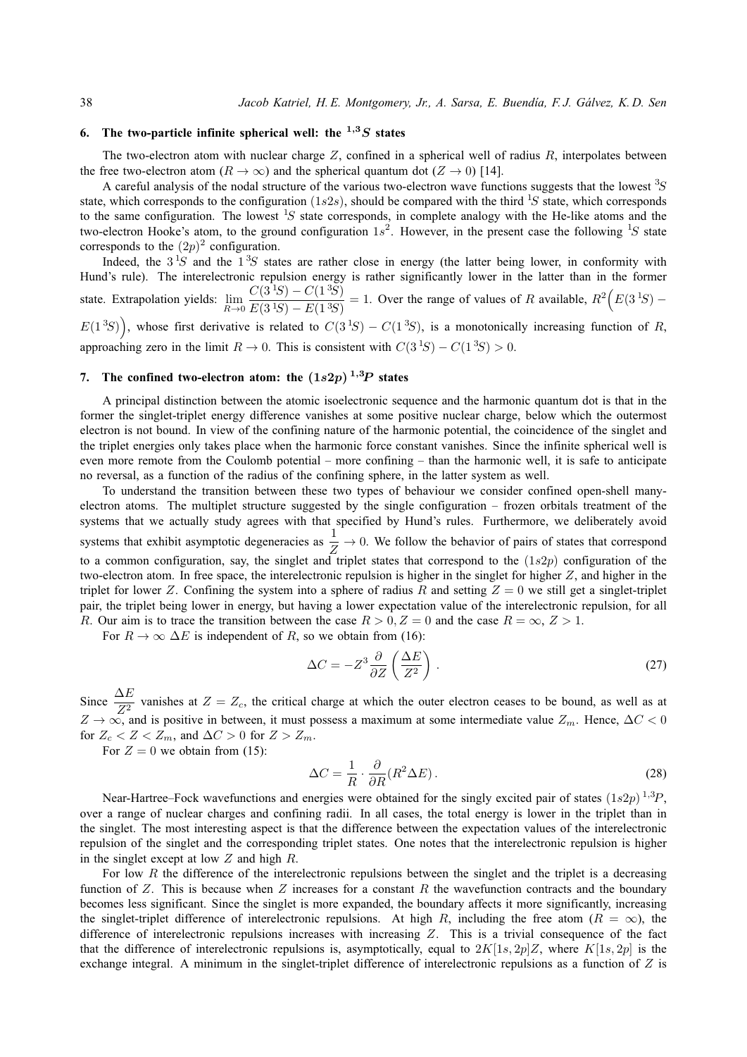## 6. The two-particle infinite spherical well: the $^{1,3}S$ states

The two-electron atom with nuclear charge $Z$, confined in a spherical well of radius $R$, interpolates between the free two-electron atom ($R \to \infty$) and the spherical quantum dot ($Z \to 0$) [14].

A careful analysis of the nodal structure of the various two-electron wave functions suggests that the lowest $^3S$ state, which corresponds to the configuration $(1s2s)$, should be compared with the third $^1S$ state, which corresponds to the same configuration. The lowest $^1S$ state corresponds, in complete analogy with the He-like atoms and the two-electron Hooke's atom, to the ground configuration $1s^2$. However, in the present case the following $^1S$ state corresponds to the $(2p)^2$ configuration.

Indeed, the $3\,^1S$ and the $1\,^3S$ states are rather close in energy (the latter being lower, in conformity with Hund's rule). The interelectronic repulsion energy is rather significantly lower in the latter than in the former state. Extrapolation yields: $\lim_{R\to 0} \dfrac{C(3\,^1S) - C(1\,^3S)}{E(3\,^1S) - E(1\,^3S)} = 1$. Over the range of values of $R$ available, $R^2\Big(E(3\,^1S) - E(1\,^3S)\Big)$, whose first derivative is related to $C(3\,^1S) - C(1\,^3S)$, is a monotonically increasing function of $R$, approaching zero in the limit $R \to 0$. This is consistent with $C(3\,^1S) - C(1\,^3S) > 0$.

## 7. The confined two-electron atom: the $(1s2p)\,^{1,3}P$ states

A principal distinction between the atomic isoelectronic sequence and the harmonic quantum dot is that in the former the singlet-triplet energy difference vanishes at some positive nuclear charge, below which the outermost electron is not bound. In view of the confining nature of the harmonic potential, the coincidence of the singlet and the triplet energies only takes place when the harmonic force constant vanishes. Since the infinite spherical well is even more remote from the Coulomb potential – more confining – than the harmonic well, it is safe to anticipate no reversal, as a function of the radius of the confining sphere, in the latter system as well.

To understand the transition between these two types of behaviour we consider confined open-shell many-electron atoms. The multiplet structure suggested by the single configuration – frozen orbitals treatment of the systems that we actually study agrees with that specified by Hund's rules. Furthermore, we deliberately avoid systems that exhibit asymptotic degeneracies as $\dfrac{1}{Z} \to 0$. We follow the behavior of pairs of states that correspond to a common configuration, say, the singlet and triplet states that correspond to the $(1s2p)$ configuration of the two-electron atom. In free space, the interelectronic repulsion is higher in the singlet for higher $Z$, and higher in the triplet for lower $Z$. Confining the system into a sphere of radius $R$ and setting $Z = 0$ we still get a singlet-triplet pair, the triplet being lower in energy, but having a lower expectation value of the interelectronic repulsion, for all $R$. Our aim is to trace the transition between the case $R > 0, Z = 0$ and the case $R = \infty$, $Z > 1$.

For $R \to \infty$ $\Delta E$ is independent of $R$, so we obtain from (16):

$$\Delta C = -Z^3 \frac{\partial}{\partial Z}\left(\frac{\Delta E}{Z^2}\right). \tag{27}$$

Since $\dfrac{\Delta E}{Z^2}$ vanishes at $Z = Z_c$, the critical charge at which the outer electron ceases to be bound, as well as at $Z \to \infty$, and is positive in between, it must possess a maximum at some intermediate value $Z_m$. Hence, $\Delta C < 0$ for $Z_c < Z < Z_m$, and $\Delta C > 0$ for $Z > Z_m$.

For $Z = 0$ we obtain from (15):

$$\Delta C = \frac{1}{R} \cdot \frac{\partial}{\partial R}(R^2 \Delta E). \tag{28}$$

Near-Hartree–Fock wavefunctions and energies were obtained for the singly excited pair of states $(1s2p)\,^{1,3}P$, over a range of nuclear charges and confining radii. In all cases, the total energy is lower in the triplet than in the singlet. The most interesting aspect is that the difference between the expectation values of the interelectronic repulsion of the singlet and the corresponding triplet states. One notes that the interelectronic repulsion is higher in the singlet except at low $Z$ and high $R$.

For low $R$ the difference of the interelectronic repulsions between the singlet and the triplet is a decreasing function of $Z$. This is because when $Z$ increases for a constant $R$ the wavefunction contracts and the boundary becomes less significant. Since the singlet is more expanded, the boundary affects it more significantly, increasing the singlet-triplet difference of interelectronic repulsions. At high $R$, including the free atom ($R = \infty$), the difference of interelectronic repulsions increases with increasing $Z$. This is a trivial consequence of the fact that the difference of interelectronic repulsions is, asymptotically, equal to $2K[1s, 2p]Z$, where $K[1s, 2p]$ is the exchange integral. A minimum in the singlet-triplet difference of interelectronic repulsions as a function of $Z$ is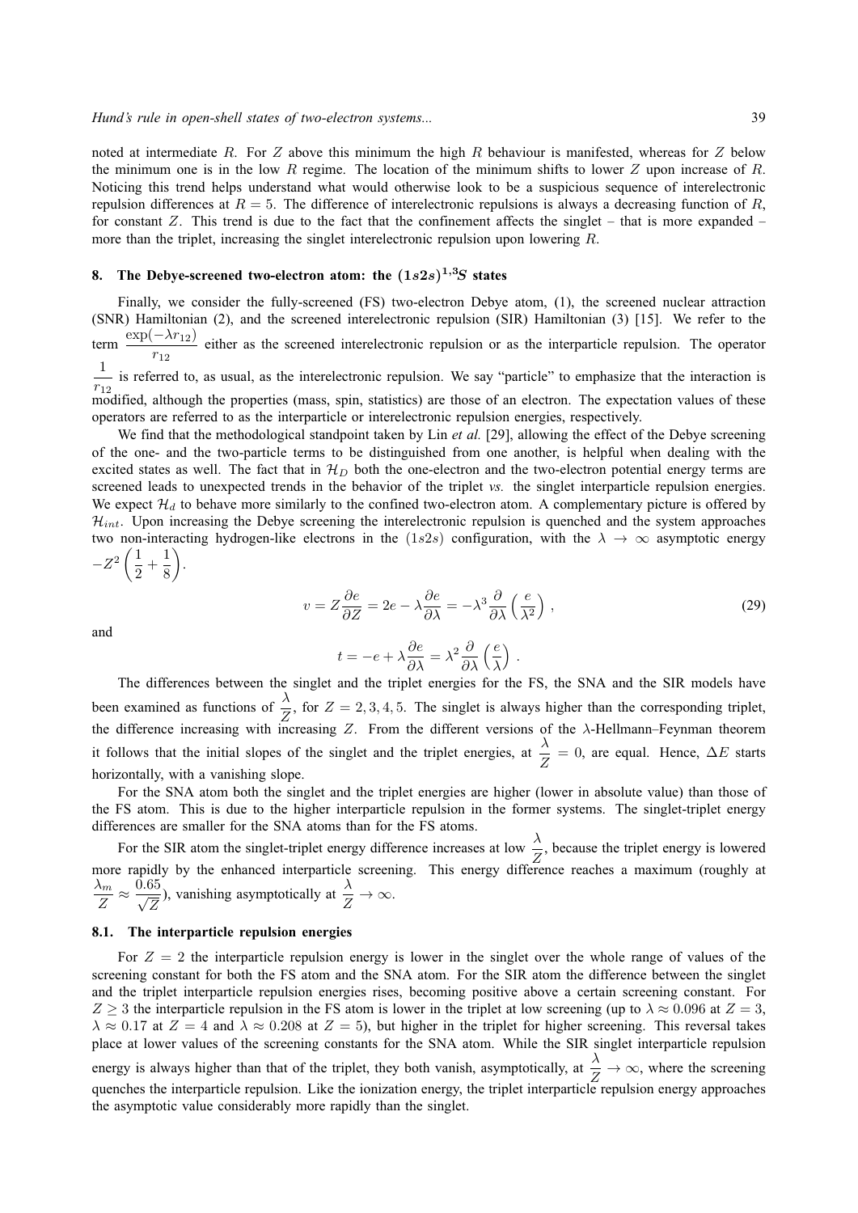noted at intermediate $R$. For $Z$ above this minimum the high $R$ behaviour is manifested, whereas for $Z$ below the minimum one is in the low $R$ regime. The location of the minimum shifts to lower $Z$ upon increase of $R$. Noticing this trend helps understand what would otherwise look to be a suspicious sequence of interelectronic repulsion differences at $R = 5$. The difference of interelectronic repulsions is always a decreasing function of $R$, for constant $Z$. This trend is due to the fact that the confinement affects the singlet – that is more expanded – more than the triplet, increasing the singlet interelectronic repulsion upon lowering $R$.

## 8. The Debye-screened two-electron atom: the $(1s2s)^{1,3}S$ states

Finally, we consider the fully-screened (FS) two-electron Debye atom, (1), the screened nuclear attraction (SNR) Hamiltonian (2), and the screened interelectronic repulsion (SIR) Hamiltonian (3) [15]. We refer to the term $\dfrac{\exp(-\lambda r_{12})}{r_{12}}$ either as the screened interelectronic repulsion or as the interparticle repulsion. The operator $\dfrac{1}{r_{12}}$ is referred to, as usual, as the interelectronic repulsion. We say "particle" to emphasize that the interaction is modified, although the properties (mass, spin, statistics) are those of an electron. The expectation values of these operators are referred to as the interparticle or interelectronic repulsion energies, respectively.

We find that the methodological standpoint taken by Lin *et al.* [29], allowing the effect of the Debye screening of the one- and the two-particle terms to be distinguished from one another, is helpful when dealing with the excited states as well. The fact that in $\mathcal{H}_D$ both the one-electron and the two-electron potential energy terms are screened leads to unexpected trends in the behavior of the triplet *vs.* the singlet interparticle repulsion energies. We expect $\mathcal{H}_d$ to behave more similarly to the confined two-electron atom. A complementary picture is offered by $\mathcal{H}_{int}$. Upon increasing the Debye screening the interelectronic repulsion is quenched and the system approaches two non-interacting hydrogen-like electrons in the $(1s2s)$ configuration, with the $\lambda \to \infty$ asymptotic energy $-Z^2\left(\dfrac{1}{2}+\dfrac{1}{8}\right)$.

$$v = Z\frac{\partial e}{\partial Z} = 2e - \lambda\frac{\partial e}{\partial \lambda} = -\lambda^3\frac{\partial}{\partial \lambda}\left(\frac{e}{\lambda^2}\right), \tag{29}$$

and

$$t = -e + \lambda\frac{\partial e}{\partial \lambda} = \lambda^2\frac{\partial}{\partial \lambda}\left(\frac{e}{\lambda}\right).$$

The differences between the singlet and the triplet energies for the FS, the SNA and the SIR models have been examined as functions of $\dfrac{\lambda}{Z}$, for $Z = 2, 3, 4, 5$. The singlet is always higher than the corresponding triplet, the difference increasing with increasing $Z$. From the different versions of the $\lambda$-Hellmann–Feynman theorem it follows that the initial slopes of the singlet and the triplet energies, at $\dfrac{\lambda}{Z} = 0$, are equal. Hence, $\Delta E$ starts horizontally, with a vanishing slope.

For the SNA atom both the singlet and the triplet energies are higher (lower in absolute value) than those of the FS atom. This is due to the higher interparticle repulsion in the former systems. The singlet-triplet energy differences are smaller for the SNA atoms than for the FS atoms.

For the SIR atom the singlet-triplet energy difference increases at low $\dfrac{\lambda}{Z}$, because the triplet energy is lowered more rapidly by the enhanced interparticle screening. This energy difference reaches a maximum (roughly at $\dfrac{\lambda_m}{Z} \approx \dfrac{0.65}{\sqrt{Z}}$), vanishing asymptotically at $\dfrac{\lambda}{Z} \to \infty$.

### 8.1. The interparticle repulsion energies

For $Z = 2$ the interparticle repulsion energy is lower in the singlet over the whole range of values of the screening constant for both the FS atom and the SNA atom. For the SIR atom the difference between the singlet and the triplet interparticle repulsion energies rises, becoming positive above a certain screening constant. For $Z \geq 3$ the interparticle repulsion in the FS atom is lower in the triplet at low screening (up to $\lambda \approx 0.096$ at $Z = 3$, $\lambda \approx 0.17$ at $Z = 4$ and $\lambda \approx 0.208$ at $Z = 5$), but higher in the triplet for higher screening. This reversal takes place at lower values of the screening constants for the SNA atom. While the SIR singlet interparticle repulsion energy is always higher than that of the triplet, they both vanish, asymptotically, at $\dfrac{\lambda}{Z} \to \infty$, where the screening quenches the interparticle repulsion. Like the ionization energy, the triplet interparticle repulsion energy approaches the asymptotic value considerably more rapidly than the singlet.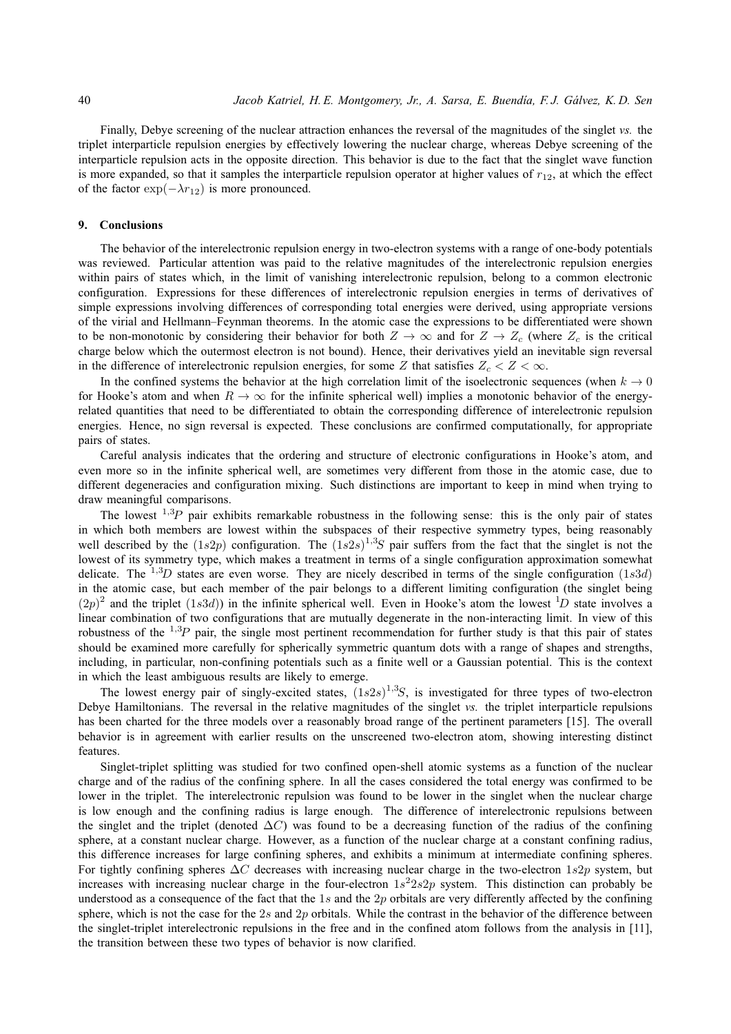Finally, Debye screening of the nuclear attraction enhances the reversal of the magnitudes of the singlet *vs.* the triplet interparticle repulsion energies by effectively lowering the nuclear charge, whereas Debye screening of the interparticle repulsion acts in the opposite direction. This behavior is due to the fact that the singlet wave function is more expanded, so that it samples the interparticle repulsion operator at higher values of $r_{12}$, at which the effect of the factor $\exp(-\lambda r_{12})$ is more pronounced.

## 9. Conclusions

The behavior of the interelectronic repulsion energy in two-electron systems with a range of one-body potentials was reviewed. Particular attention was paid to the relative magnitudes of the interelectronic repulsion energies within pairs of states which, in the limit of vanishing interelectronic repulsion, belong to a common electronic configuration. Expressions for these differences of interelectronic repulsion energies in terms of derivatives of simple expressions involving differences of corresponding total energies were derived, using appropriate versions of the virial and Hellmann–Feynman theorems. In the atomic case the expressions to be differentiated were shown to be non-monotonic by considering their behavior for both $Z \to \infty$ and for $Z \to Z_c$ (where $Z_c$ is the critical charge below which the outermost electron is not bound). Hence, their derivatives yield an inevitable sign reversal in the difference of interelectronic repulsion energies, for some $Z$ that satisfies $Z_c < Z < \infty$.

In the confined systems the behavior at the high correlation limit of the isoelectronic sequences (when $k \to 0$ for Hooke's atom and when $R \to \infty$ for the infinite spherical well) implies a monotonic behavior of the energy-related quantities that need to be differentiated to obtain the corresponding difference of interelectronic repulsion energies. Hence, no sign reversal is expected. These conclusions are confirmed computationally, for appropriate pairs of states.

Careful analysis indicates that the ordering and structure of electronic configurations in Hooke's atom, and even more so in the infinite spherical well, are sometimes very different from those in the atomic case, due to different degeneracies and configuration mixing. Such distinctions are important to keep in mind when trying to draw meaningful comparisons.

The lowest ${}^{1,3}P$ pair exhibits remarkable robustness in the following sense: this is the only pair of states in which both members are lowest within the subspaces of their respective symmetry types, being reasonably well described by the $(1s2p)$ configuration. The $(1s2s)^{1,3}S$ pair suffers from the fact that the singlet is not the lowest of its symmetry type, which makes a treatment in terms of a single configuration approximation somewhat delicate. The ${}^{1,3}D$ states are even worse. They are nicely described in terms of the single configuration $(1s3d)$ in the atomic case, but each member of the pair belongs to a different limiting configuration (the singlet being $(2p)^2$ and the triplet $(1s3d)$) in the infinite spherical well. Even in Hooke's atom the lowest ${}^{1}D$ state involves a linear combination of two configurations that are mutually degenerate in the non-interacting limit. In view of this robustness of the ${}^{1,3}P$ pair, the single most pertinent recommendation for further study is that this pair of states should be examined more carefully for spherically symmetric quantum dots with a range of shapes and strengths, including, in particular, non-confining potentials such as a finite well or a Gaussian potential. This is the context in which the least ambiguous results are likely to emerge.

The lowest energy pair of singly-excited states, $(1s2s)^{1,3}S$, is investigated for three types of two-electron Debye Hamiltonians. The reversal in the relative magnitudes of the singlet *vs.* the triplet interparticle repulsions has been charted for the three models over a reasonably broad range of the pertinent parameters [15]. The overall behavior is in agreement with earlier results on the unscreened two-electron atom, showing interesting distinct features.

Singlet-triplet splitting was studied for two confined open-shell atomic systems as a function of the nuclear charge and of the radius of the confining sphere. In all the cases considered the total energy was confirmed to be lower in the triplet. The interelectronic repulsion was found to be lower in the singlet when the nuclear charge is low enough and the confining radius is large enough. The difference of interelectronic repulsions between the singlet and the triplet (denoted $\Delta C$) was found to be a decreasing function of the radius of the confining sphere, at a constant nuclear charge. However, as a function of the nuclear charge at a constant confining radius, this difference increases for large confining spheres, and exhibits a minimum at intermediate confining spheres. For tightly confining spheres $\Delta C$ decreases with increasing nuclear charge in the two-electron $1s2p$ system, but increases with increasing nuclear charge in the four-electron $1s^22s2p$ system. This distinction can probably be understood as a consequence of the fact that the $1s$ and the $2p$ orbitals are very differently affected by the confining sphere, which is not the case for the $2s$ and $2p$ orbitals. While the contrast in the behavior of the difference between the singlet-triplet interelectronic repulsions in the free and in the confined atom follows from the analysis in [11], the transition between these two types of behavior is now clarified.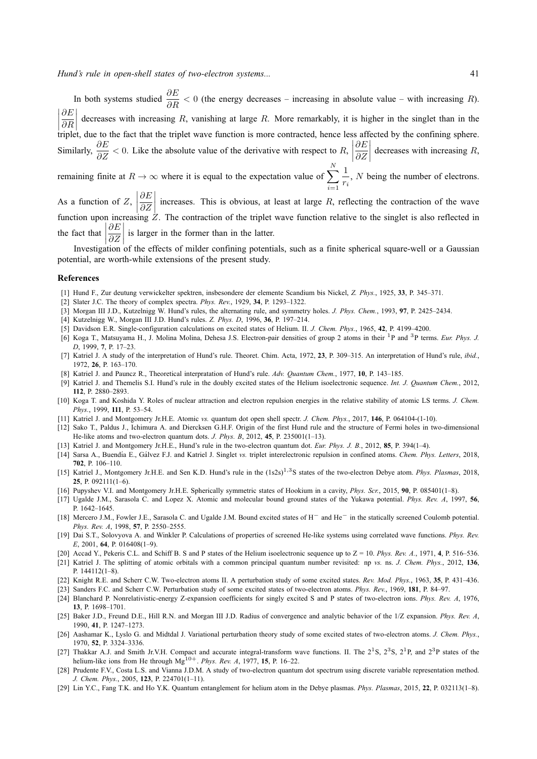In both systems studied $\frac{\partial E}{\partial R} < 0$ (the energy decreases – increasing in absolute value – with increasing $R$). $\left|\frac{\partial E}{\partial R}\right|$ decreases with increasing $R$, vanishing at large $R$. More remarkably, it is higher in the singlet than in the triplet, due to the fact that the triplet wave function is more contracted, hence less affected by the confining sphere. Similarly, $\frac{\partial E}{\partial Z} < 0$. Like the absolute value of the derivative with respect to $R$, $\left|\frac{\partial E}{\partial Z}\right|$ decreases with increasing $R$, remaining finite at $R \to \infty$ where it is equal to the expectation value of $\sum_{i=1}^{N} \frac{1}{r_i}$, $N$ being the number of electrons. As a function of $Z$, $\left|\frac{\partial E}{\partial Z}\right|$ increases. This is obvious, at least at large $R$, reflecting the contraction of the wave function upon increasing $Z$. The contraction of the triplet wave function relative to the singlet is also reflected in the fact that $\left|\frac{\partial E}{\partial Z}\right|$ is larger in the former than in the latter.

Investigation of the effects of milder confining potentials, such as a finite spherical square-well or a Gaussian potential, are worth-while extensions of the present study.

## References

[1] Hund F., Zur deutung verwickelter spektren, insbesondere der elemente Scandium bis Nickel, *Z. Phys.*, 1925, **33**, P. 345–371.

[2] Slater J.C. The theory of complex spectra. *Phys. Rev.*, 1929, **34**, P. 1293–1322.

[3] Morgan III J.D., Kutzelnigg W. Hund's rules, the alternating rule, and symmetry holes. *J. Phys. Chem.*, 1993, **97**, P. 2425–2434.

[4] Kutzelnigg W., Morgan III J.D. Hund's rules. *Z. Phys. D*, 1996, **36**, P. 197–214.

[5] Davidson E.R. Single-configuration calculations on excited states of Helium. II. *J. Chem. Phys.*, 1965, **42**, P. 4199–4200.

[6] Koga T., Matsuyama H., J. Molina Molina, Dehesa J.S. Electron-pair densities of group 2 atoms in their $^1$P and $^3$P terms. *Eur. Phys. J. D*, 1999, **7**, P. 17–23.

[7] Katriel J. A study of the interpretation of Hund's rule. Theoret. Chim. Acta, 1972, **23**, P. 309–315. An interpretation of Hund's rule, *ibid.*, 1972, **26**, P. 163–170.

[8] Katriel J. and Pauncz R., Theoretical interpratation of Hund's rule. *Adv. Quantum Chem.*, 1977, **10**, P. 143–185.

[9] Katriel J. and Themelis S.I. Hund's rule in the doubly excited states of the Helium isoelectronic sequence. *Int. J. Quantum Chem.*, 2012, **112**, P. 2880–2893.

[10] Koga T. and Koshida Y. Roles of nuclear attraction and electron repulsion energies in the relative stability of atomic LS terms. *J. Chem. Phys.*, 1999, **111**, P. 53–54.

[11] Katriel J. and Montgomery Jr.H.E. Atomic *vs.* quantum dot open shell spectr. *J. Chem. Phys.*, 2017, **146**, P. 064104-(1-10).

[12] Sako T., Paldus J., Ichimura A. and Diercksen G.H.F. Origin of the first Hund rule and the structure of Fermi holes in two-dimensional He-like atoms and two-electron quantum dots. *J. Phys. B*, 2012, **45**, P. 235001(1–13).

[13] Katriel J. and Montgomery Jr.H.E., Hund's rule in the two-electron quantum dot. *Eur. Phys. J. B.*, 2012, **85**, P. 394(1–4).

[14] Sarsa A., Buendía E., Gálvez F.J. and Katriel J. Singlet *vs.* triplet interelectronic repulsion in confined atoms. *Chem. Phys. Letters*, 2018, **702**, P. 106–110.

[15] Katriel J., Montgomery Jr.H.E. and Sen K.D. Hund's rule in the $(1s2s)^{1,3}$S states of the two-electron Debye atom. *Phys. Plasmas*, 2018, **25**, P. 092111(1–6).

[16] Pupyshev V.I. and Montgomery Jr.H.E. Spherically symmetric states of Hookium in a cavity, *Phys. Scr.*, 2015, **90**, P. 085401(1–8).

[17] Ugalde J.M., Sarasola C. and Lopez X. Atomic and molecular bound ground states of the Yukawa potential. *Phys. Rev. A*, 1997, **56**, P. 1642–1645.

[18] Mercero J.M., Fowler J.E., Sarasola C. and Ugalde J.M. Bound excited states of $H^-$ and $He^-$ in the statically screened Coulomb potential. *Phys. Rev. A*, 1998, **57**, P. 2550–2555.

[19] Dai S.T., Solovyova A. and Winkler P. Calculations of properties of screened He-like systems using correlated wave functions. *Phys. Rev. E*, 2001, **64**, P. 016408(1–9).

[20] Accad Y., Pekeris C.L. and Schiff B. S and P states of the Helium isoelectronic sequence up to Z = 10. *Phys. Rev. A.*, 1971, **4**, P. 516–536.

[21] Katriel J. The splitting of atomic orbitals with a common principal quantum number revisited: np *vs.* ns. *J. Chem. Phys.*, 2012, **136**, P. 144112(1–8).

[22] Knight R.E. and Scherr C.W. Two-electron atoms II. A perturbation study of some excited states. *Rev. Mod. Phys.*, 1963, **35**, P. 431–436.

[23] Sanders F.C. and Scherr C.W. Perturbation study of some excited states of two-electron atoms. *Phys. Rev.*, 1969, **181**, P. 84–97.

[24] Blanchard P. Nonrelativistic-energy Z-expansion coefficients for singly excited S and P states of two-electron ions. *Phys. Rev. A*, 1976, **13**, P. 1698–1701.

[25] Baker J.D., Freund D.E., Hill R.N. and Morgan III J.D. Radius of convergence and analytic behavior of the 1/Z expansion. *Phys. Rev. A*, 1990, **41**, P. 1247–1273.

[26] Aashamar K., Lyslo G. and Midtdal J. Variational perturbation theory study of some excited states of two-electron atoms. *J. Chem. Phys.*, 1970, **52**, P. 3324–3336.

[27] Thakkar A.J. and Smith Jr.V.H. Compact and accurate integral-transform wave functions. II. The $2^1$S, $2^3$S, $2^1$P, and $2^3$P states of the helium-like ions from He through $Mg^{10+}$. *Phys. Rev. A*, 1977, **15**, P. 16–22.

[28] Prudente F.V., Costa L.S. and Vianna J.D.M. A study of two-electron quantum dot spectrum using discrete variable representation method. *J. Chem. Phys.*, 2005, **123**, P. 224701(1–11).

[29] Lin Y.C., Fang T.K. and Ho Y.K. Quantum entanglement for helium atom in the Debye plasmas. *Phys. Plasmas*, 2015, **22**, P. 032113(1–8).